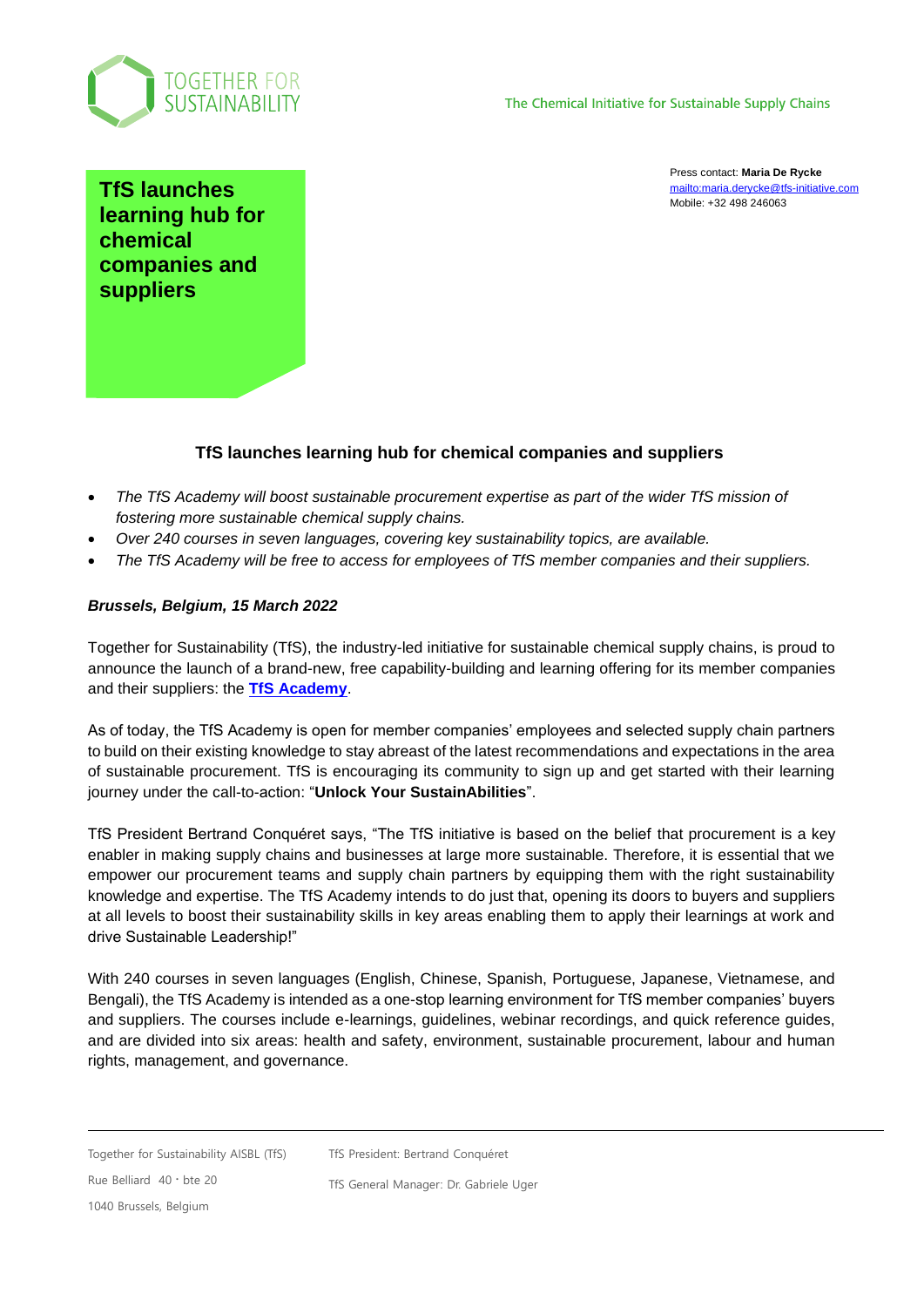TOGETHER FOR SUSTAINABILITY

The Chemical Initiative for Sustainable Supply Chains

**TfS launches learning hub for chemical companies and suppliers**

Press contact: **Maria De Rycke**
mailto:maria.derycke@tfs-initiative.com
Mobile: +32 498 246063

## TfS launches learning hub for chemical companies and suppliers

- *The TfS Academy will boost sustainable procurement expertise as part of the wider TfS mission of fostering more sustainable chemical supply chains.*
- *Over 240 courses in seven languages, covering key sustainability topics, are available.*
- *The TfS Academy will be free to access for employees of TfS member companies and their suppliers.*

***Brussels, Belgium, 15 March 2022***

Together for Sustainability (TfS), the industry-led initiative for sustainable chemical supply chains, is proud to announce the launch of a brand-new, free capability-building and learning offering for its member companies and their suppliers: the **TfS Academy**.

As of today, the TfS Academy is open for member companies' employees and selected supply chain partners to build on their existing knowledge to stay abreast of the latest recommendations and expectations in the area of sustainable procurement. TfS is encouraging its community to sign up and get started with their learning journey under the call-to-action: "**Unlock Your SustainAbilities**".

TfS President Bertrand Conquéret says, "The TfS initiative is based on the belief that procurement is a key enabler in making supply chains and businesses at large more sustainable. Therefore, it is essential that we empower our procurement teams and supply chain partners by equipping them with the right sustainability knowledge and expertise. The TfS Academy intends to do just that, opening its doors to buyers and suppliers at all levels to boost their sustainability skills in key areas enabling them to apply their learnings at work and drive Sustainable Leadership!"

With 240 courses in seven languages (English, Chinese, Spanish, Portuguese, Japanese, Vietnamese, and Bengali), the TfS Academy is intended as a one-stop learning environment for TfS member companies' buyers and suppliers. The courses include e-learnings, guidelines, webinar recordings, and quick reference guides, and are divided into six areas: health and safety, environment, sustainable procurement, labour and human rights, management, and governance.

Together for Sustainability AISBL (TfS)
Rue Belliard 40 · bte 20
1040 Brussels, Belgium

TfS President: Bertrand Conquéret
TfS General Manager: Dr. Gabriele Uger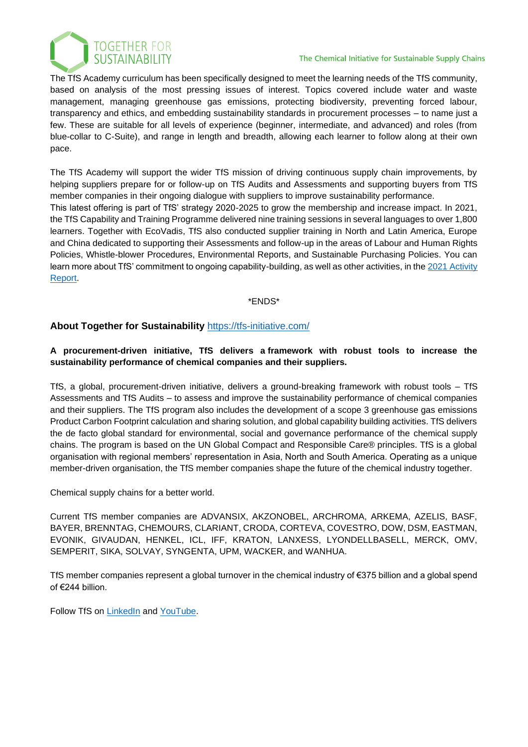The TfS Academy curriculum has been specifically designed to meet the learning needs of the TfS community, based on analysis of the most pressing issues of interest. Topics covered include water and waste management, managing greenhouse gas emissions, protecting biodiversity, preventing forced labour, transparency and ethics, and embedding sustainability standards in procurement processes – to name just a few. These are suitable for all levels of experience (beginner, intermediate, and advanced) and roles (from blue-collar to C-Suite), and range in length and breadth, allowing each learner to follow along at their own pace.

The TfS Academy will support the wider TfS mission of driving continuous supply chain improvements, by helping suppliers prepare for or follow-up on TfS Audits and Assessments and supporting buyers from TfS member companies in their ongoing dialogue with suppliers to improve sustainability performance.
This latest offering is part of TfS' strategy 2020-2025 to grow the membership and increase impact. In 2021, the TfS Capability and Training Programme delivered nine training sessions in several languages to over 1,800 learners. Together with EcoVadis, TfS also conducted supplier training in North and Latin America, Europe and China dedicated to supporting their Assessments and follow-up in the areas of Labour and Human Rights Policies, Whistle-blower Procedures, Environmental Reports, and Sustainable Purchasing Policies. You can learn more about TfS' commitment to ongoing capability-building, as well as other activities, in the 2021 Activity Report.

*ENDS*

## About Together for Sustainability https://tfs-initiative.com/

**A procurement-driven initiative, TfS delivers a framework with robust tools to increase the sustainability performance of chemical companies and their suppliers.**

TfS, a global, procurement-driven initiative, delivers a ground-breaking framework with robust tools – TfS Assessments and TfS Audits – to assess and improve the sustainability performance of chemical companies and their suppliers. The TfS program also includes the development of a scope 3 greenhouse gas emissions Product Carbon Footprint calculation and sharing solution, and global capability building activities. TfS delivers the de facto global standard for environmental, social and governance performance of the chemical supply chains. The program is based on the UN Global Compact and Responsible Care® principles. TfS is a global organisation with regional members' representation in Asia, North and South America. Operating as a unique member-driven organisation, the TfS member companies shape the future of the chemical industry together.

Chemical supply chains for a better world.

Current TfS member companies are ADVANSIX, AKZONOBEL, ARCHROMA, ARKEMA, AZELIS, BASF, BAYER, BRENNTAG, CHEMOURS, CLARIANT, CRODA, CORTEVA, COVESTRO, DOW, DSM, EASTMAN, EVONIK, GIVAUDAN, HENKEL, ICL, IFF, KRATON, LANXESS, LYONDELLBASELL, MERCK, OMV, SEMPERIT, SIKA, SOLVAY, SYNGENTA, UPM, WACKER, and WANHUA.

TfS member companies represent a global turnover in the chemical industry of €375 billion and a global spend of €244 billion.

Follow TfS on LinkedIn and YouTube.